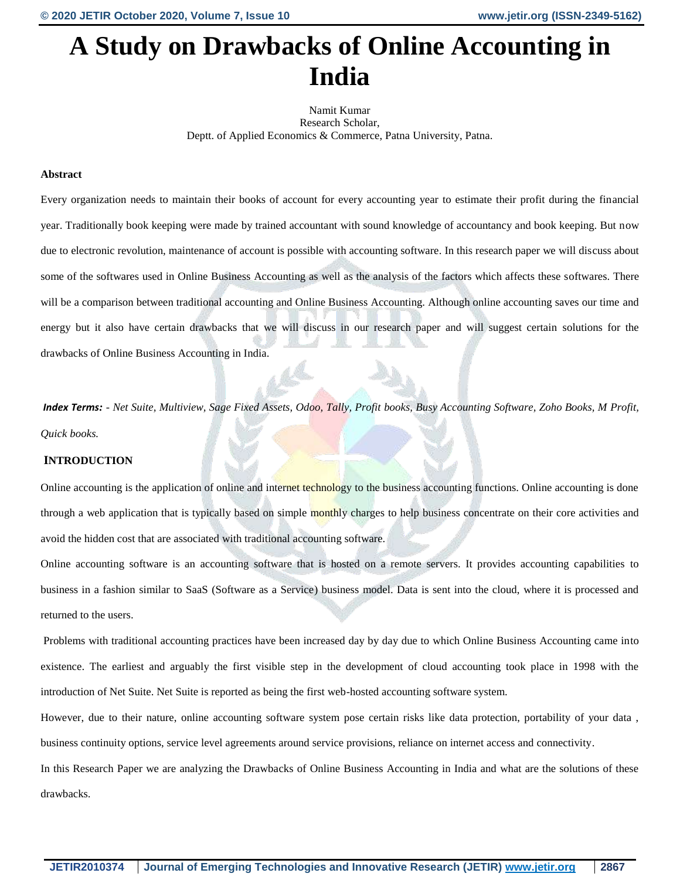# A Study on Drawbacks of Online Accounting in India

Namit Kumar
Research Scholar,
Deptt. of Applied Economics & Commerce, Patna University, Patna.

### Abstract

Every organization needs to maintain their books of account for every accounting year to estimate their profit during the financial year. Traditionally book keeping were made by trained accountant with sound knowledge of accountancy and book keeping. But now due to electronic revolution, maintenance of account is possible with accounting software. In this research paper we will discuss about some of the softwares used in Online Business Accounting as well as the analysis of the factors which affects these softwares. There will be a comparison between traditional accounting and Online Business Accounting. Although online accounting saves our time and energy but it also have certain drawbacks that we will discuss in our research paper and will suggest certain solutions for the drawbacks of Online Business Accounting in India.

***Index Terms:*** *- Net Suite, Multiview, Sage Fixed Assets, Odoo, Tally, Profit books, Busy Accounting Software, Zoho Books, M Profit, Quick books.*

### INTRODUCTION

Online accounting is the application of online and internet technology to the business accounting functions. Online accounting is done through a web application that is typically based on simple monthly charges to help business concentrate on their core activities and avoid the hidden cost that are associated with traditional accounting software.

Online accounting software is an accounting software that is hosted on a remote servers. It provides accounting capabilities to business in a fashion similar to SaaS (Software as a Service) business model. Data is sent into the cloud, where it is processed and returned to the users.

Problems with traditional accounting practices have been increased day by day due to which Online Business Accounting came into existence. The earliest and arguably the first visible step in the development of cloud accounting took place in 1998 with the introduction of Net Suite. Net Suite is reported as being the first web-hosted accounting software system.

However, due to their nature, online accounting software system pose certain risks like data protection, portability of your data , business continuity options, service level agreements around service provisions, reliance on internet access and connectivity.

In this Research Paper we are analyzing the Drawbacks of Online Business Accounting in India and what are the solutions of these drawbacks.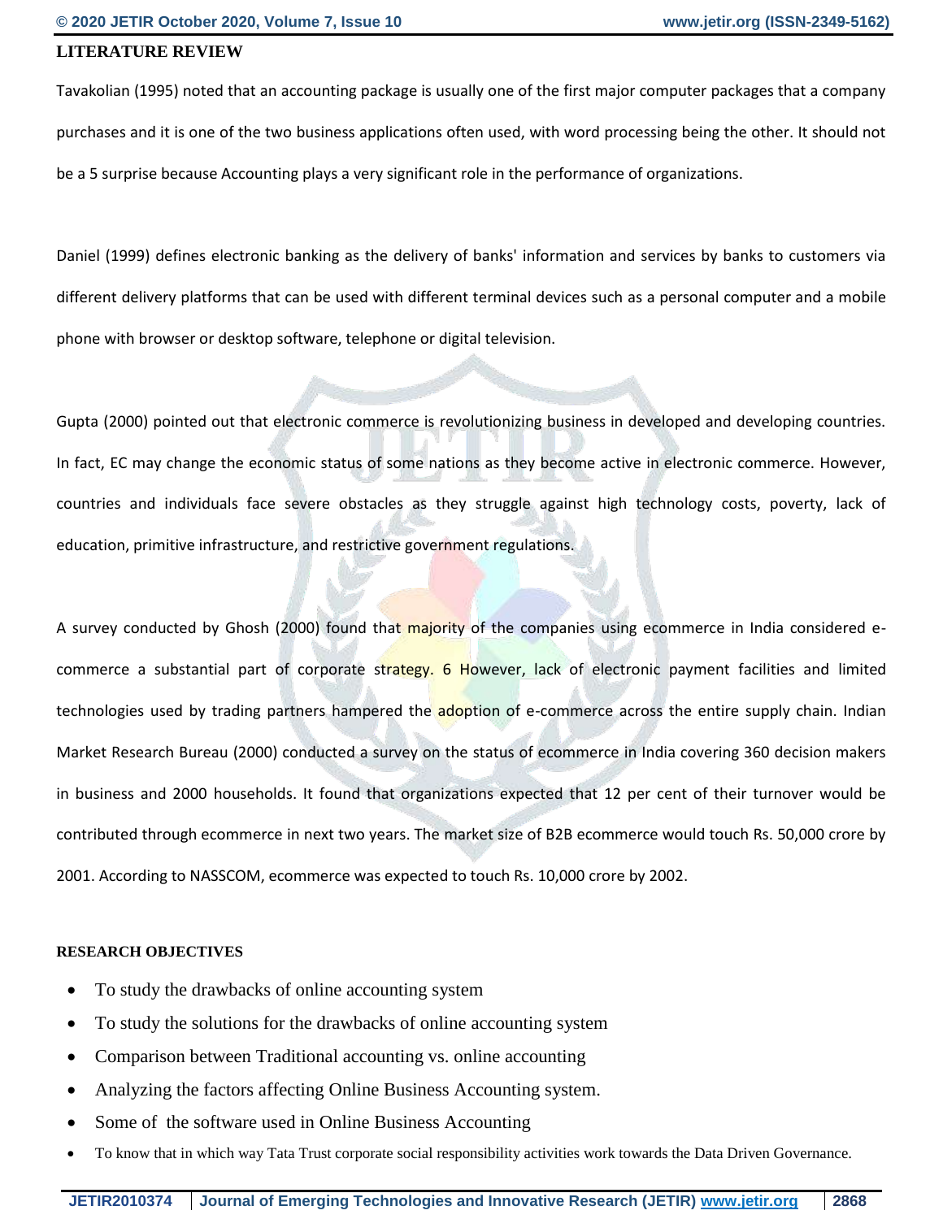## LITERATURE REVIEW

Tavakolian (1995) noted that an accounting package is usually one of the first major computer packages that a company purchases and it is one of the two business applications often used, with word processing being the other. It should not be a 5 surprise because Accounting plays a very significant role in the performance of organizations.

Daniel (1999) defines electronic banking as the delivery of banks' information and services by banks to customers via different delivery platforms that can be used with different terminal devices such as a personal computer and a mobile phone with browser or desktop software, telephone or digital television.

Gupta (2000) pointed out that electronic commerce is revolutionizing business in developed and developing countries. In fact, EC may change the economic status of some nations as they become active in electronic commerce. However, countries and individuals face severe obstacles as they struggle against high technology costs, poverty, lack of education, primitive infrastructure, and restrictive government regulations.

A survey conducted by Ghosh (2000) found that majority of the companies using ecommerce in India considered e-commerce a substantial part of corporate strategy. 6 However, lack of electronic payment facilities and limited technologies used by trading partners hampered the adoption of e-commerce across the entire supply chain. Indian Market Research Bureau (2000) conducted a survey on the status of ecommerce in India covering 360 decision makers in business and 2000 households. It found that organizations expected that 12 per cent of their turnover would be contributed through ecommerce in next two years. The market size of B2B ecommerce would touch Rs. 50,000 crore by 2001. According to NASSCOM, ecommerce was expected to touch Rs. 10,000 crore by 2002.

## RESEARCH OBJECTIVES

- To study the drawbacks of online accounting system
- To study the solutions for the drawbacks of online accounting system
- Comparison between Traditional accounting vs. online accounting
- Analyzing the factors affecting Online Business Accounting system.
- Some of the software used in Online Business Accounting
- To know that in which way Tata Trust corporate social responsibility activities work towards the Data Driven Governance.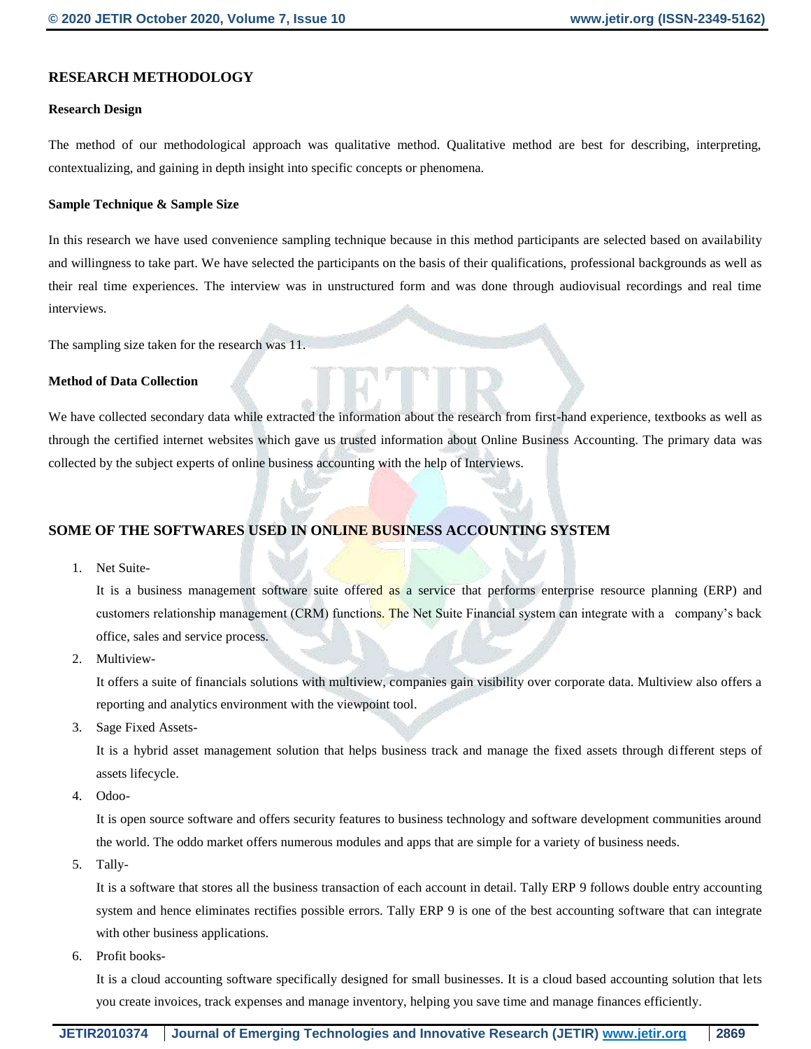## RESEARCH METHODOLOGY

### Research Design

The method of our methodological approach was qualitative method. Qualitative method are best for describing, interpreting, contextualizing, and gaining in depth insight into specific concepts or phenomena.

### Sample Technique & Sample Size

In this research we have used convenience sampling technique because in this method participants are selected based on availability and willingness to take part. We have selected the participants on the basis of their qualifications, professional backgrounds as well as their real time experiences. The interview was in unstructured form and was done through audiovisual recordings and real time interviews.

The sampling size taken for the research was 11.

### Method of Data Collection

We have collected secondary data while extracted the information about the research from first-hand experience, textbooks as well as through the certified internet websites which gave us trusted information about Online Business Accounting. The primary data was collected by the subject experts of online business accounting with the help of Interviews.

## SOME OF THE SOFTWARES USED IN ONLINE BUSINESS ACCOUNTING SYSTEM

1. Net Suite-

   It is a business management software suite offered as a service that performs enterprise resource planning (ERP) and customers relationship management (CRM) functions. The Net Suite Financial system can integrate with a company's back office, sales and service process.

2. Multiview-

   It offers a suite of financials solutions with multiview, companies gain visibility over corporate data. Multiview also offers a reporting and analytics environment with the viewpoint tool.

3. Sage Fixed Assets-

   It is a hybrid asset management solution that helps business track and manage the fixed assets through different steps of assets lifecycle.

4. Odoo-

   It is open source software and offers security features to business technology and software development communities around the world. The oddo market offers numerous modules and apps that are simple for a variety of business needs.

5. Tally-

   It is a software that stores all the business transaction of each account in detail. Tally ERP 9 follows double entry accounting system and hence eliminates rectifies possible errors. Tally ERP 9 is one of the best accounting software that can integrate with other business applications.

6. Profit books-

   It is a cloud accounting software specifically designed for small businesses. It is a cloud based accounting solution that lets you create invoices, track expenses and manage inventory, helping you save time and manage finances efficiently.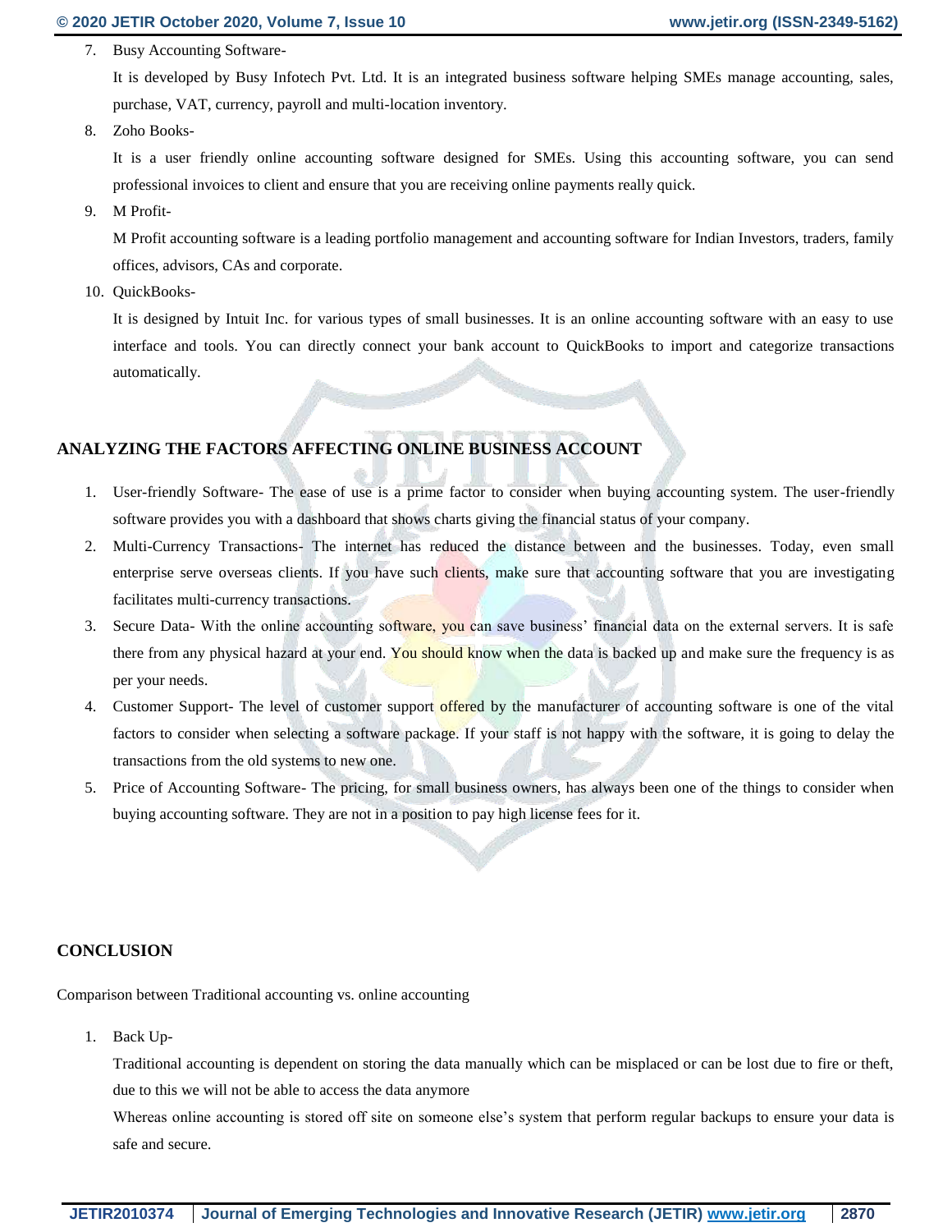7. Busy Accounting Software-

   It is developed by Busy Infotech Pvt. Ltd. It is an integrated business software helping SMEs manage accounting, sales, purchase, VAT, currency, payroll and multi-location inventory.

8. Zoho Books-

   It is a user friendly online accounting software designed for SMEs. Using this accounting software, you can send professional invoices to client and ensure that you are receiving online payments really quick.

9. M Profit-

   M Profit accounting software is a leading portfolio management and accounting software for Indian Investors, traders, family offices, advisors, CAs and corporate.

10. QuickBooks-

    It is designed by Intuit Inc. for various types of small businesses. It is an online accounting software with an easy to use interface and tools. You can directly connect your bank account to QuickBooks to import and categorize transactions automatically.

## ANALYZING THE FACTORS AFFECTING ONLINE BUSINESS ACCOUNT

1. User-friendly Software- The ease of use is a prime factor to consider when buying accounting system. The user-friendly software provides you with a dashboard that shows charts giving the financial status of your company.
2. Multi-Currency Transactions- The internet has reduced the distance between and the businesses. Today, even small enterprise serve overseas clients. If you have such clients, make sure that accounting software that you are investigating facilitates multi-currency transactions.
3. Secure Data- With the online accounting software, you can save business' financial data on the external servers. It is safe there from any physical hazard at your end. You should know when the data is backed up and make sure the frequency is as per your needs.
4. Customer Support- The level of customer support offered by the manufacturer of accounting software is one of the vital factors to consider when selecting a software package. If your staff is not happy with the software, it is going to delay the transactions from the old systems to new one.
5. Price of Accounting Software- The pricing, for small business owners, has always been one of the things to consider when buying accounting software. They are not in a position to pay high license fees for it.

## CONCLUSION

Comparison between Traditional accounting vs. online accounting

1. Back Up-

   Traditional accounting is dependent on storing the data manually which can be misplaced or can be lost due to fire or theft, due to this we will not be able to access the data anymore

   Whereas online accounting is stored off site on someone else's system that perform regular backups to ensure your data is safe and secure.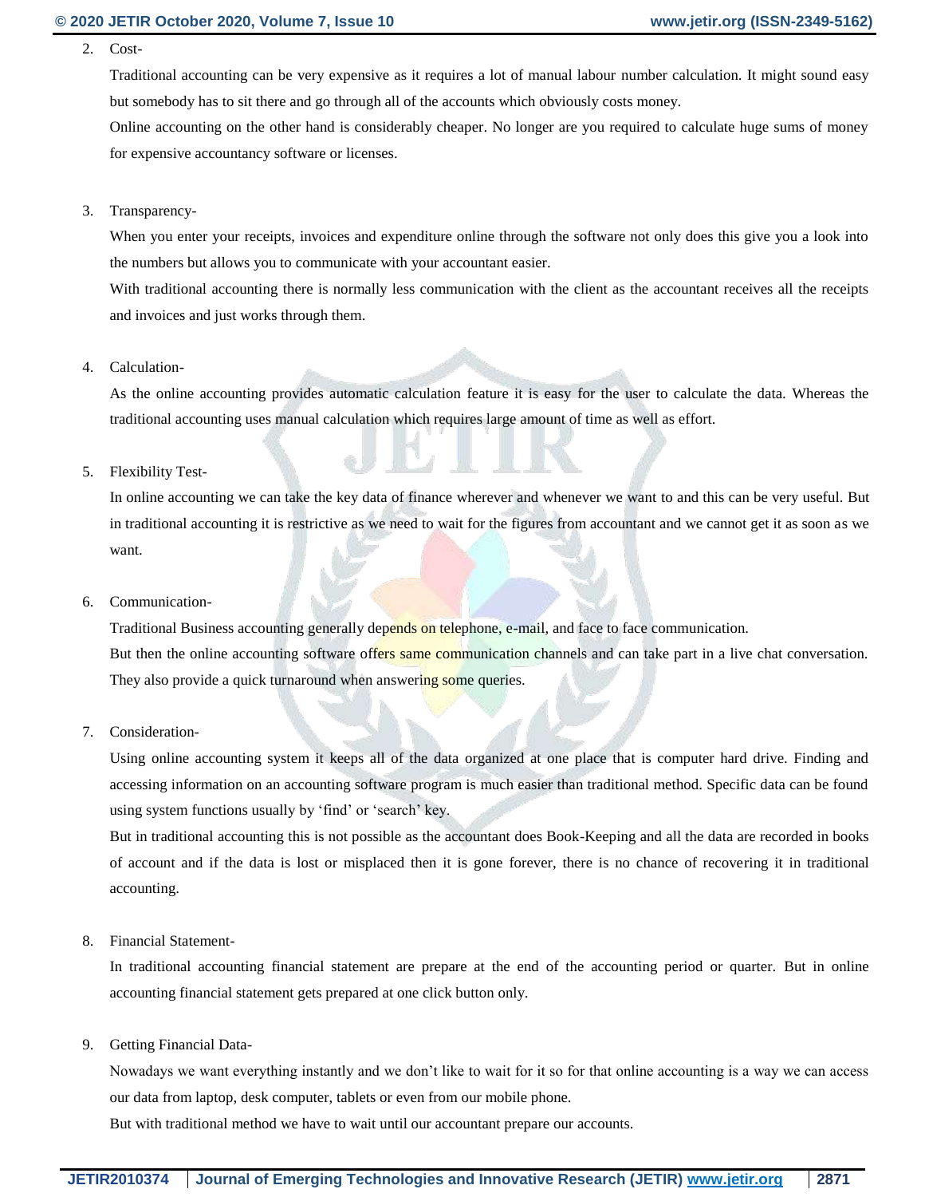2. Cost-

   Traditional accounting can be very expensive as it requires a lot of manual labour number calculation. It might sound easy but somebody has to sit there and go through all of the accounts which obviously costs money.

   Online accounting on the other hand is considerably cheaper. No longer are you required to calculate huge sums of money for expensive accountancy software or licenses.

3. Transparency-

   When you enter your receipts, invoices and expenditure online through the software not only does this give you a look into the numbers but allows you to communicate with your accountant easier.

   With traditional accounting there is normally less communication with the client as the accountant receives all the receipts and invoices and just works through them.

4. Calculation-

   As the online accounting provides automatic calculation feature it is easy for the user to calculate the data. Whereas the traditional accounting uses manual calculation which requires large amount of time as well as effort.

5. Flexibility Test-

   In online accounting we can take the key data of finance wherever and whenever we want to and this can be very useful. But in traditional accounting it is restrictive as we need to wait for the figures from accountant and we cannot get it as soon as we want.

6. Communication-

   Traditional Business accounting generally depends on telephone, e-mail, and face to face communication.

   But then the online accounting software offers same communication channels and can take part in a live chat conversation. They also provide a quick turnaround when answering some queries.

7. Consideration-

   Using online accounting system it keeps all of the data organized at one place that is computer hard drive. Finding and accessing information on an accounting software program is much easier than traditional method. Specific data can be found using system functions usually by 'find' or 'search' key.

   But in traditional accounting this is not possible as the accountant does Book-Keeping and all the data are recorded in books of account and if the data is lost or misplaced then it is gone forever, there is no chance of recovering it in traditional accounting.

8. Financial Statement-

   In traditional accounting financial statement are prepare at the end of the accounting period or quarter. But in online accounting financial statement gets prepared at one click button only.

9. Getting Financial Data-

   Nowadays we want everything instantly and we don't like to wait for it so for that online accounting is a way we can access our data from laptop, desk computer, tablets or even from our mobile phone.

   But with traditional method we have to wait until our accountant prepare our accounts.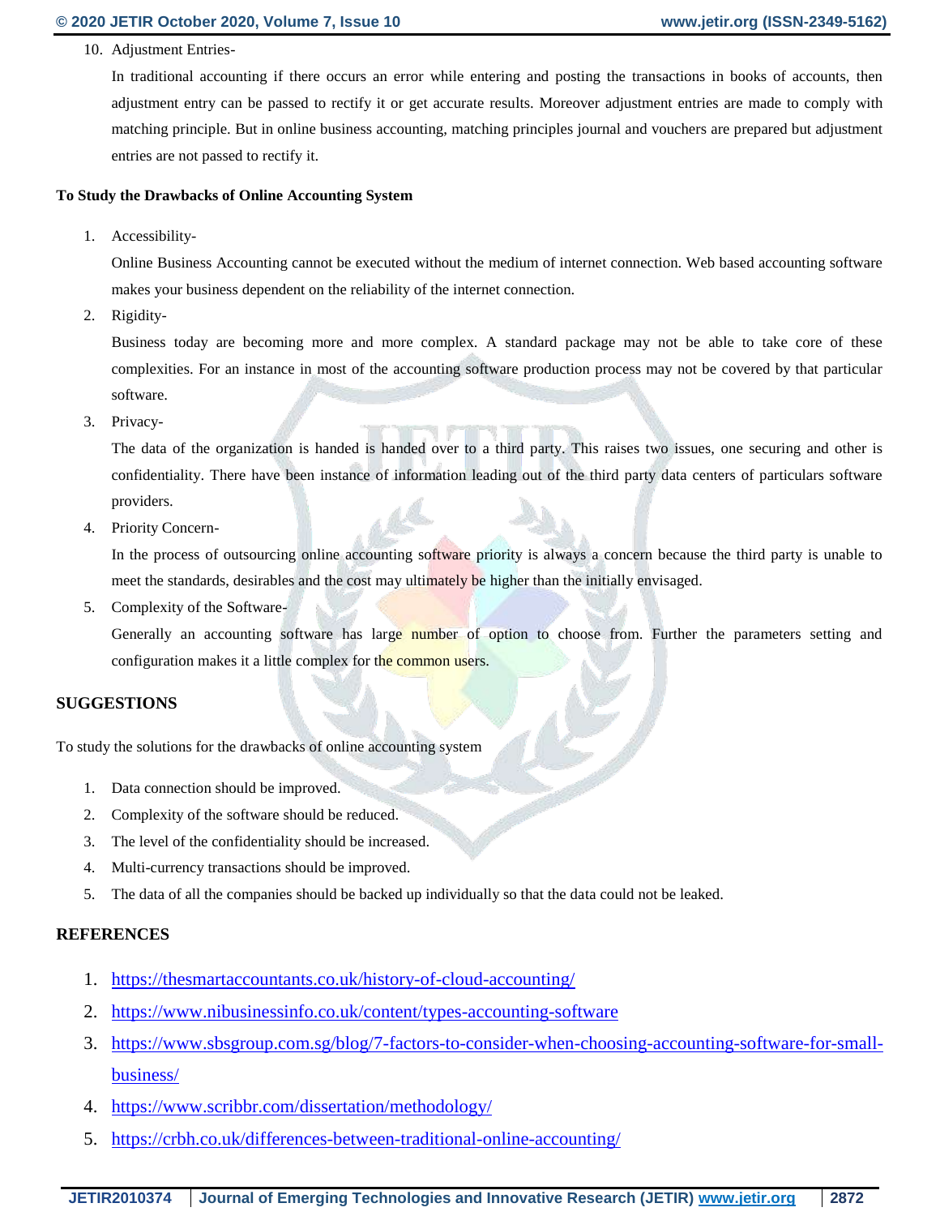10. Adjustment Entries-

    In traditional accounting if there occurs an error while entering and posting the transactions in books of accounts, then adjustment entry can be passed to rectify it or get accurate results. Moreover adjustment entries are made to comply with matching principle. But in online business accounting, matching principles journal and vouchers are prepared but adjustment entries are not passed to rectify it.

**To Study the Drawbacks of Online Accounting System**

1. Accessibility-

   Online Business Accounting cannot be executed without the medium of internet connection. Web based accounting software makes your business dependent on the reliability of the internet connection.

2. Rigidity-

   Business today are becoming more and more complex. A standard package may not be able to take core of these complexities. For an instance in most of the accounting software production process may not be covered by that particular software.

3. Privacy-

   The data of the organization is handed is handed over to a third party. This raises two issues, one securing and other is confidentiality. There have been instance of information leading out of the third party data centers of particulars software providers.

4. Priority Concern-

   In the process of outsourcing online accounting software priority is always a concern because the third party is unable to meet the standards, desirables and the cost may ultimately be higher than the initially envisaged.

5. Complexity of the Software-

   Generally an accounting software has large number of option to choose from. Further the parameters setting and configuration makes it a little complex for the common users.

## SUGGESTIONS

To study the solutions for the drawbacks of online accounting system

1. Data connection should be improved.
2. Complexity of the software should be reduced.
3. The level of the confidentiality should be increased.
4. Multi-currency transactions should be improved.
5. The data of all the companies should be backed up individually so that the data could not be leaked.

## REFERENCES

1. https://thesmartaccountants.co.uk/history-of-cloud-accounting/
2. https://www.nibusinessinfo.co.uk/content/types-accounting-software
3. https://www.sbsgroup.com.sg/blog/7-factors-to-consider-when-choosing-accounting-software-for-small-business/
4. https://www.scribbr.com/dissertation/methodology/
5. https://crbh.co.uk/differences-between-traditional-online-accounting/